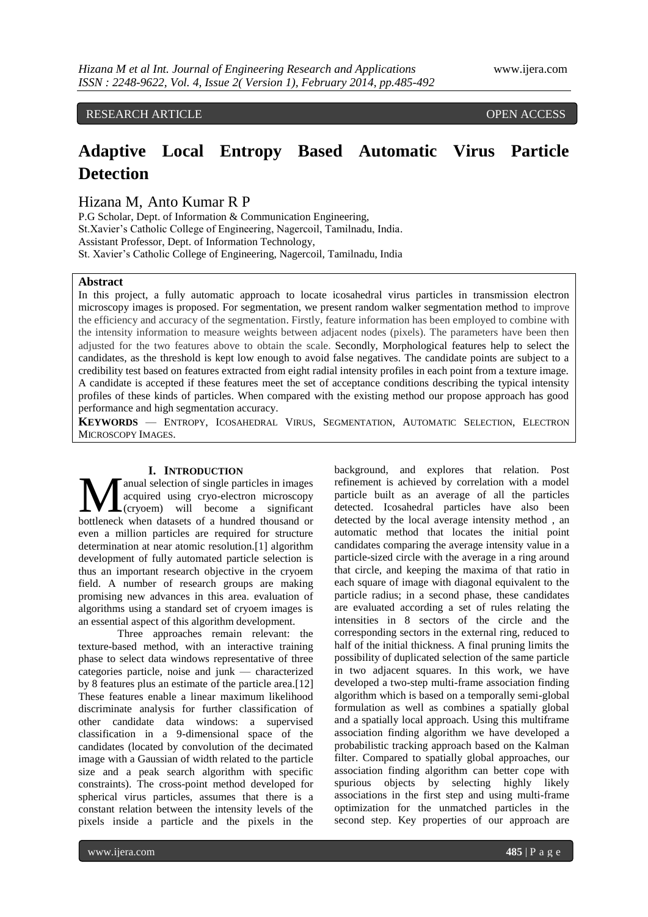RESEARCH ARTICLE OPEN ACCESS

# Adaptive Local Entropy Based Automatic Virus Particle Detection

Hizana M, Anto Kumar R P

P.G Scholar, Dept. of Information & Communication Engineering,
St.Xavier's Catholic College of Engineering, Nagercoil, Tamilnadu, India.
Assistant Professor, Dept. of Information Technology,
St. Xavier's Catholic College of Engineering, Nagercoil, Tamilnadu, India

**Abstract**

In this project, a fully automatic approach to locate icosahedral virus particles in transmission electron microscopy images is proposed. For segmentation, we present random walker segmentation method to improve the efficiency and accuracy of the segmentation. Firstly, feature information has been employed to combine with the intensity information to measure weights between adjacent nodes (pixels). The parameters have been then adjusted for the two features above to obtain the scale. Secondly, Morphological features help to select the candidates, as the threshold is kept low enough to avoid false negatives. The candidate points are subject to a credibility test based on features extracted from eight radial intensity profiles in each point from a texture image. A candidate is accepted if these features meet the set of acceptance conditions describing the typical intensity profiles of these kinds of particles. When compared with the existing method our propose approach has good performance and high segmentation accuracy.

**KEYWORDS** — ENTROPY, ICOSAHEDRAL VIRUS, SEGMENTATION, AUTOMATIC SELECTION, ELECTRON MICROSCOPY IMAGES.

## I. INTRODUCTION

Manual selection of single particles in images acquired using cryo-electron microscopy (cryoem) will become a significant bottleneck when datasets of a hundred thousand or even a million particles are required for structure determination at near atomic resolution.[1] algorithm development of fully automated particle selection is thus an important research objective in the cryoem field. A number of research groups are making promising new advances in this area. evaluation of algorithms using a standard set of cryoem images is an essential aspect of this algorithm development.

Three approaches remain relevant: the texture-based method, with an interactive training phase to select data windows representative of three categories particle, noise and junk — characterized by 8 features plus an estimate of the particle area.[12] These features enable a linear maximum likelihood discriminate analysis for further classification of other candidate data windows: a supervised classification in a 9-dimensional space of the candidates (located by convolution of the decimated image with a Gaussian of width related to the particle size and a peak search algorithm with specific constraints). The cross-point method developed for spherical virus particles, assumes that there is a constant relation between the intensity levels of the pixels inside a particle and the pixels in the background, and explores that relation. Post refinement is achieved by correlation with a model particle built as an average of all the particles detected. Icosahedral particles have also been detected by the local average intensity method , an automatic method that locates the initial point candidates comparing the average intensity value in a particle-sized circle with the average in a ring around that circle, and keeping the maxima of that ratio in each square of image with diagonal equivalent to the particle radius; in a second phase, these candidates are evaluated according a set of rules relating the intensities in 8 sectors of the circle and the corresponding sectors in the external ring, reduced to half of the initial thickness. A final pruning limits the possibility of duplicated selection of the same particle in two adjacent squares. In this work, we have developed a two-step multi-frame association finding algorithm which is based on a temporally semi-global formulation as well as combines a spatially global and a spatially local approach. Using this multiframe association finding algorithm we have developed a probabilistic tracking approach based on the Kalman filter. Compared to spatially global approaches, our association finding algorithm can better cope with spurious objects by selecting highly likely associations in the first step and using multi-frame optimization for the unmatched particles in the second step. Key properties of our approach are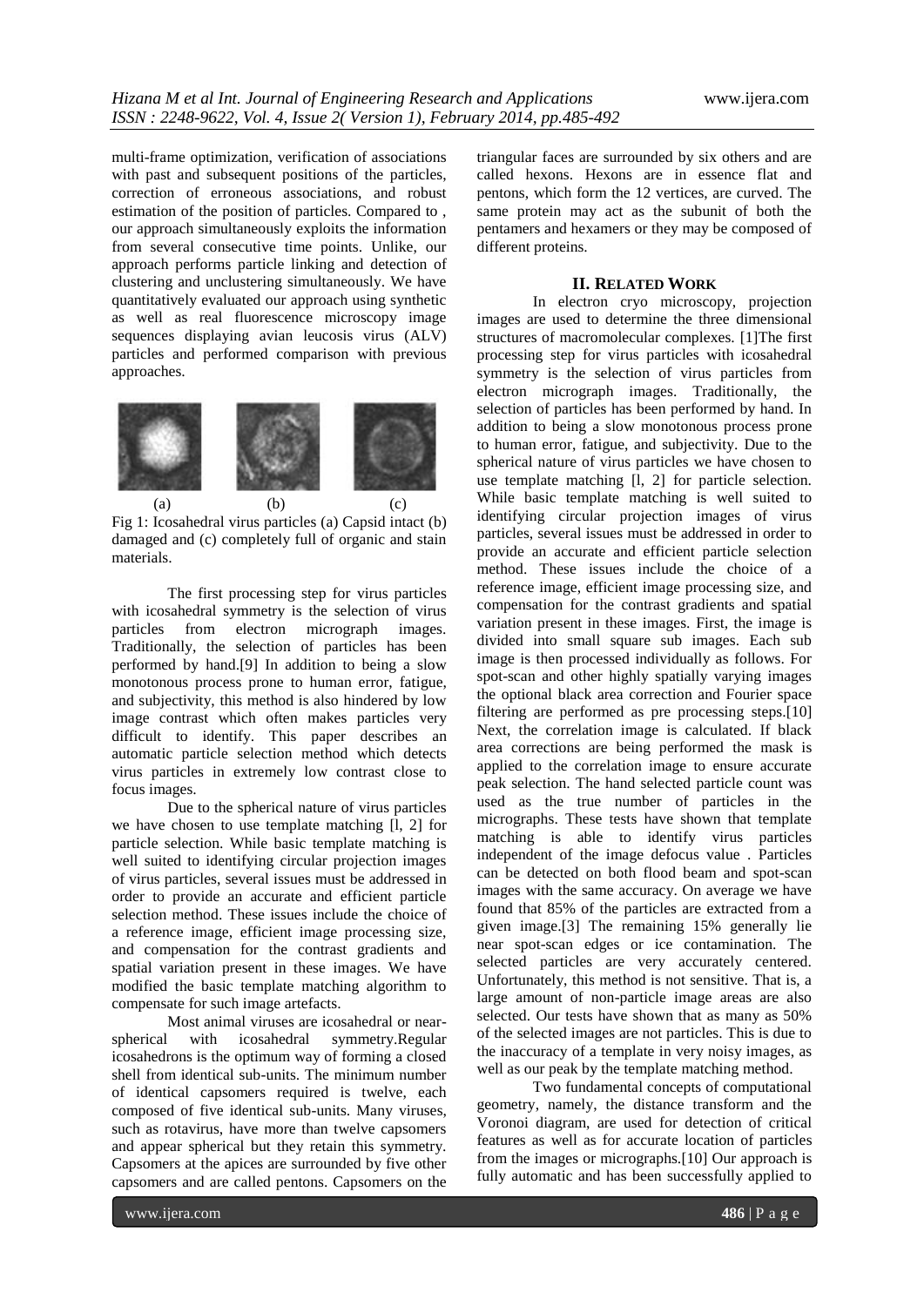multi-frame optimization, verification of associations with past and subsequent positions of the particles, correction of erroneous associations, and robust estimation of the position of particles. Compared to , our approach simultaneously exploits the information from several consecutive time points. Unlike, our approach performs particle linking and detection of clustering and unclustering simultaneously. We have quantitatively evaluated our approach using synthetic as well as real fluorescence microscopy image sequences displaying avian leucosis virus (ALV) particles and performed comparison with previous approaches.

Fig 1: Icosahedral virus particles (a) Capsid intact (b) damaged and (c) completely full of organic and stain materials.

The first processing step for virus particles with icosahedral symmetry is the selection of virus particles from electron micrograph images. Traditionally, the selection of particles has been performed by hand.[9] In addition to being a slow monotonous process prone to human error, fatigue, and subjectivity, this method is also hindered by low image contrast which often makes particles very difficult to identify. This paper describes an automatic particle selection method which detects virus particles in extremely low contrast close to focus images.

Due to the spherical nature of virus particles we have chosen to use template matching [l, 2] for particle selection. While basic template matching is well suited to identifying circular projection images of virus particles, several issues must be addressed in order to provide an accurate and efficient particle selection method. These issues include the choice of a reference image, efficient image processing size, and compensation for the contrast gradients and spatial variation present in these images. We have modified the basic template matching algorithm to compensate for such image artefacts.

Most animal viruses are icosahedral or near-spherical with icosahedral symmetry.Regular icosahedrons is the optimum way of forming a closed shell from identical sub-units. The minimum number of identical capsomers required is twelve, each composed of five identical sub-units. Many viruses, such as rotavirus, have more than twelve capsomers and appear spherical but they retain this symmetry. Capsomers at the apices are surrounded by five other capsomers and are called pentons. Capsomers on the triangular faces are surrounded by six others and are called hexons. Hexons are in essence flat and pentons, which form the 12 vertices, are curved. The same protein may act as the subunit of both the pentamers and hexamers or they may be composed of different proteins.

## II. Related Work

In electron cryo microscopy, projection images are used to determine the three dimensional structures of macromolecular complexes. [1]The first processing step for virus particles with icosahedral symmetry is the selection of virus particles from electron micrograph images. Traditionally, the selection of particles has been performed by hand. In addition to being a slow monotonous process prone to human error, fatigue, and subjectivity. Due to the spherical nature of virus particles we have chosen to use template matching [l, 2] for particle selection. While basic template matching is well suited to identifying circular projection images of virus particles, several issues must be addressed in order to provide an accurate and efficient particle selection method. These issues include the choice of a reference image, efficient image processing size, and compensation for the contrast gradients and spatial variation present in these images. First, the image is divided into small square sub images. Each sub image is then processed individually as follows. For spot-scan and other highly spatially varying images the optional black area correction and Fourier space filtering are performed as pre processing steps.[10] Next, the correlation image is calculated. If black area corrections are being performed the mask is applied to the correlation image to ensure accurate peak selection. The hand selected particle count was used as the true number of particles in the micrographs. These tests have shown that template matching is able to identify virus particles independent of the image defocus value . Particles can be detected on both flood beam and spot-scan images with the same accuracy. On average we have found that 85% of the particles are extracted from a given image.[3] The remaining 15% generally lie near spot-scan edges or ice contamination. The selected particles are very accurately centered. Unfortunately, this method is not sensitive. That is, a large amount of non-particle image areas are also selected. Our tests have shown that as many as 50% of the selected images are not particles. This is due to the inaccuracy of a template in very noisy images, as well as our peak by the template matching method.

Two fundamental concepts of computational geometry, namely, the distance transform and the Voronoi diagram, are used for detection of critical features as well as for accurate location of particles from the images or micrographs.[10] Our approach is fully automatic and has been successfully applied to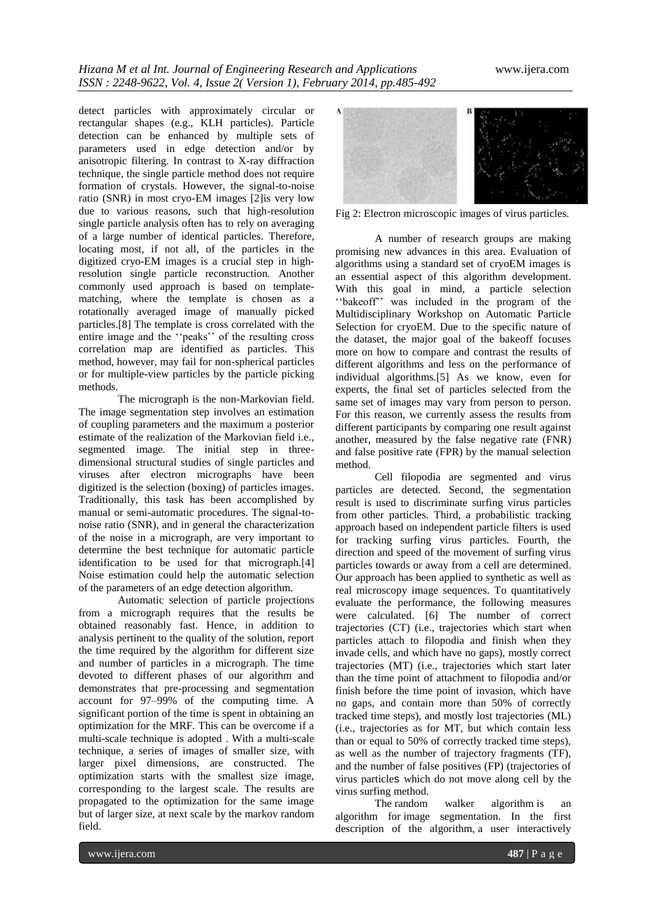detect particles with approximately circular or rectangular shapes (e.g., KLH particles). Particle detection can be enhanced by multiple sets of parameters used in edge detection and/or by anisotropic filtering. In contrast to X-ray diffraction technique, the single particle method does not require formation of crystals. However, the signal-to-noise ratio (SNR) in most cryo-EM images [2]is very low due to various reasons, such that high-resolution single particle analysis often has to rely on averaging of a large number of identical particles. Therefore, locating most, if not all, of the particles in the digitized cryo-EM images is a crucial step in high-resolution single particle reconstruction. Another commonly used approach is based on template-matching, where the template is chosen as a rotationally averaged image of manually picked particles.[8] The template is cross correlated with the entire image and the ''peaks'' of the resulting cross correlation map are identified as particles. This method, however, may fail for non-spherical particles or for multiple-view particles by the particle picking methods.

The micrograph is the non-Markovian field. The image segmentation step involves an estimation of coupling parameters and the maximum a posterior estimate of the realization of the Markovian field i.e., segmented image. The initial step in three-dimensional structural studies of single particles and viruses after electron micrographs have been digitized is the selection (boxing) of particles images. Traditionally, this task has been accomplished by manual or semi-automatic procedures. The signal-to-noise ratio (SNR), and in general the characterization of the noise in a micrograph, are very important to determine the best technique for automatic particle identification to be used for that micrograph.[4] Noise estimation could help the automatic selection of the parameters of an edge detection algorithm.

Automatic selection of particle projections from a micrograph requires that the results be obtained reasonably fast. Hence, in addition to analysis pertinent to the quality of the solution, report the time required by the algorithm for different size and number of particles in a micrograph. The time devoted to different phases of our algorithm and demonstrates that pre-processing and segmentation account for 97–99% of the computing time. A significant portion of the time is spent in obtaining an optimization for the MRF. This can be overcome if a multi-scale technique is adopted . With a multi-scale technique, a series of images of smaller size, with larger pixel dimensions, are constructed. The optimization starts with the smallest size image, corresponding to the largest scale. The results are propagated to the optimization for the same image but of larger size, at next scale by the markov random field.

Fig 2: Electron microscopic images of virus particles.

A number of research groups are making promising new advances in this area. Evaluation of algorithms using a standard set of cryoEM images is an essential aspect of this algorithm development. With this goal in mind, a particle selection ''bakeoff'' was included in the program of the Multidisciplinary Workshop on Automatic Particle Selection for cryoEM. Due to the specific nature of the dataset, the major goal of the bakeoff focuses more on how to compare and contrast the results of different algorithms and less on the performance of individual algorithms.[5] As we know, even for experts, the final set of particles selected from the same set of images may vary from person to person. For this reason, we currently assess the results from different participants by comparing one result against another, measured by the false negative rate (FNR) and false positive rate (FPR) by the manual selection method.

Cell filopodia are segmented and virus particles are detected. Second, the segmentation result is used to discriminate surfing virus particles from other particles. Third, a probabilistic tracking approach based on independent particle filters is used for tracking surfing virus particles. Fourth, the direction and speed of the movement of surfing virus particles towards or away from a cell are determined. Our approach has been applied to synthetic as well as real microscopy image sequences. To quantitatively evaluate the performance, the following measures were calculated. [6] The number of correct trajectories (CT) (i.e., trajectories which start when particles attach to filopodia and finish when they invade cells, and which have no gaps), mostly correct trajectories (MT) (i.e., trajectories which start later than the time point of attachment to filopodia and/or finish before the time point of invasion, which have no gaps, and contain more than 50% of correctly tracked time steps), and mostly lost trajectories (ML) (i.e., trajectories as for MT, but which contain less than or equal to 50% of correctly tracked time steps), as well as the number of trajectory fragments (TF), and the number of false positives (FP) (trajectories of virus particles which do not move along cell by the virus surfing method.

The random walker algorithm is an algorithm for image segmentation. In the first description of the algorithm, a user interactively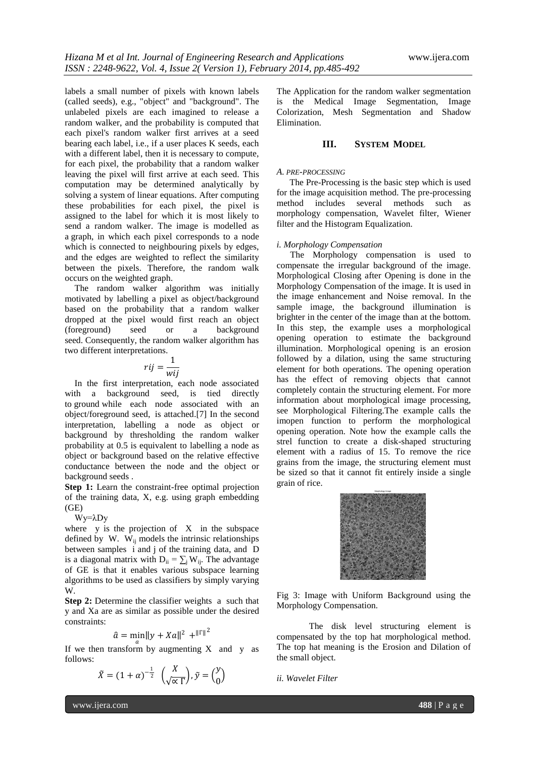labels a small number of pixels with known labels (called seeds), e.g., "object" and "background". The unlabeled pixels are each imagined to release a random walker, and the probability is computed that each pixel's random walker first arrives at a seed bearing each label, i.e., if a user places K seeds, each with a different label, then it is necessary to compute, for each pixel, the probability that a random walker leaving the pixel will first arrive at each seed. This computation may be determined analytically by solving a system of linear equations. After computing these probabilities for each pixel, the pixel is assigned to the label for which it is most likely to send a random walker. The image is modelled as a graph, in which each pixel corresponds to a node which is connected to neighbouring pixels by edges, and the edges are weighted to reflect the similarity between the pixels. Therefore, the random walk occurs on the weighted graph.

The random walker algorithm was initially motivated by labelling a pixel as object/background based on the probability that a random walker dropped at the pixel would first reach an object (foreground) seed or a background seed. Consequently, the random walker algorithm has two different interpretations.

$$rij = \frac{1}{wij}$$

In the first interpretation, each node associated with a background seed, is tied directly to ground while each node associated with an object/foreground seed, is attached.[7] In the second interpretation, labelling a node as object or background by thresholding the random walker probability at 0.5 is equivalent to labelling a node as object or background based on the relative effective conductance between the node and the object or background seeds .

**Step 1:** Learn the constraint-free optimal projection of the training data, X, e.g. using graph embedding (GE)

$Wy=\lambda Dy$

where y is the projection of X in the subspace defined by W. $W_{ij}$ models the intrinsic relationships between samples i and j of the training data, and D is a diagonal matrix with $D_{ii} = \sum_j W_{ij}$. The advantage of GE is that it enables various subspace learning algorithms to be used as classifiers by simply varying W.

**Step 2:** Determine the classifier weights a such that y and Xa are as similar as possible under the desired constraints:

$$\hat{a} = \min_a \|y + Xa\|^2 + ^{\|\Gamma\|^2}$$

If we then transform by augmenting X and y as follows:

$$\tilde{X} = (1+\alpha)^{-\frac{1}{2}} \begin{pmatrix} X \\ \sqrt{\propto \Gamma} \end{pmatrix}, \tilde{y} = \begin{pmatrix} y \\ 0 \end{pmatrix}$$

The Application for the random walker segmentation is the Medical Image Segmentation, Image Colorization, Mesh Segmentation and Shadow Elimination.

## III. System Model

### *A. Pre-processing*

The Pre-Processing is the basic step which is used for the image acquisition method. The pre-processing method includes several methods such as morphology compensation, Wavelet filter, Wiener filter and the Histogram Equalization.

#### *i. Morphology Compensation*

The Morphology compensation is used to compensate the irregular background of the image. Morphological Closing after Opening is done in the Morphology Compensation of the image. It is used in the image enhancement and Noise removal. In the sample image, the background illumination is brighter in the center of the image than at the bottom. In this step, the example uses a morphological opening operation to estimate the background illumination. Morphological opening is an erosion followed by a dilation, using the same structuring element for both operations. The opening operation has the effect of removing objects that cannot completely contain the structuring element. For more information about morphological image processing, see Morphological Filtering.The example calls the imopen function to perform the morphological opening operation. Note how the example calls the strel function to create a disk-shaped structuring element with a radius of 15. To remove the rice grains from the image, the structuring element must be sized so that it cannot fit entirely inside a single grain of rice.

Fig 3: Image with Uniform Background using the Morphology Compensation.

The disk level structuring element is compensated by the top hat morphological method. The top hat meaning is the Erosion and Dilation of the small object.

#### *ii. Wavelet Filter*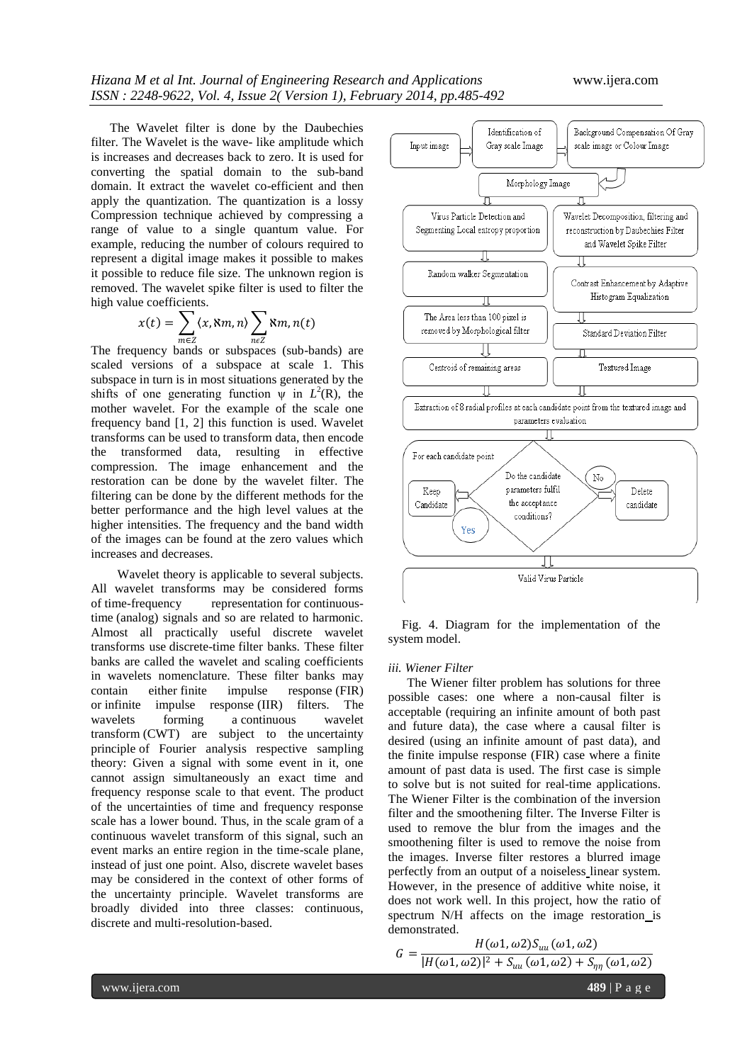The Wavelet filter is done by the Daubechies filter. The Wavelet is the wave- like amplitude which is increases and decreases back to zero. It is used for converting the spatial domain to the sub-band domain. It extract the wavelet co-efficient and then apply the quantization. The quantization is a lossy Compression technique achieved by compressing a range of value to a single quantum value. For example, reducing the number of colours required to represent a digital image makes it possible to makes it possible to reduce file size. The unknown region is removed. The wavelet spike filter is used to filter the high value coefficients.

$$x(t) = \sum_{m \in Z} \langle x, \aleph m, n \rangle \sum_{n \epsilon Z} \aleph m, n(t)$$

The frequency bands or subspaces (sub-bands) are scaled versions of a subspace at scale 1. This subspace in turn is in most situations generated by the shifts of one generating function ψ in $L^2(R)$, the mother wavelet. For the example of the scale one frequency band [1, 2] this function is used. Wavelet transforms can be used to transform data, then encode the transformed data, resulting in effective compression. The image enhancement and the restoration can be done by the wavelet filter. The filtering can be done by the different methods for the better performance and the high level values at the higher intensities. The frequency and the band width of the images can be found at the zero values which increases and decreases.

Wavelet theory is applicable to several subjects. All wavelet transforms may be considered forms of time-frequency representation for continuous-time (analog) signals and so are related to harmonic. Almost all practically useful discrete wavelet transforms use discrete-time filter banks. These filter banks are called the wavelet and scaling coefficients in wavelets nomenclature. These filter banks may contain either finite impulse response (FIR) or infinite impulse response (IIR) filters. The wavelets forming a continuous wavelet transform (CWT) are subject to the uncertainty principle of Fourier analysis respective sampling theory: Given a signal with some event in it, one cannot assign simultaneously an exact time and frequency response scale to that event. The product of the uncertainties of time and frequency response scale has a lower bound. Thus, in the scale gram of a continuous wavelet transform of this signal, such an event marks an entire region in the time-scale plane, instead of just one point. Also, discrete wavelet bases may be considered in the context of other forms of the uncertainty principle. Wavelet transforms are broadly divided into three classes: continuous, discrete and multi-resolution-based.

Input image → Identification of Gray scale Image → Background Compensation Of Gray scale image or Colour Image → Morphology Image

Morphology Image → Virus Particle Detection and Segmenting Local entropy proportion → Random walker Segmentation → The Area less than 100 pixel is removed by Morphological filter → Centroid of remaining areas

Morphology Image → Wavelet Decomposition, filtering and reconstruction by Daubechies Filter and Wavelet Spike Filter → Contrast Enhancement by Adaptive Histogram Equalization → Standard Deviation Filter → Textured Image

→ Extraction of 8 radial profiles at each candidate point from the textured image and parameters evaluation

For each candidate point: Do the candidate parameters fulfil the acceptance conditions? Yes → Keep Candidate; No → Delete candidate

→ Valid Virus Particle

Fig. 4. Diagram for the implementation of the system model.

### *iii. Wiener Filter*

The Wiener filter problem has solutions for three possible cases: one where a non-causal filter is acceptable (requiring an infinite amount of both past and future data), the case where a causal filter is desired (using an infinite amount of past data), and the finite impulse response (FIR) case where a finite amount of past data is used. The first case is simple to solve but is not suited for real-time applications. The Wiener Filter is the combination of the inversion filter and the smoothening filter. The Inverse Filter is used to remove the blur from the images and the smoothening filter is used to remove the noise from the images. Inverse filter restores a blurred image perfectly from an output of a noiseless linear system. However, in the presence of additive white noise, it does not work well. In this project, how the ratio of spectrum N/H affects on the image restoration is demonstrated.

$$G = \frac{H(\omega 1, \omega 2) S_{uu}(\omega 1, \omega 2)}{|H(\omega 1, \omega 2)|^2 + S_{uu}(\omega 1, \omega 2) + S_{\eta\eta}(\omega 1, \omega 2)}$$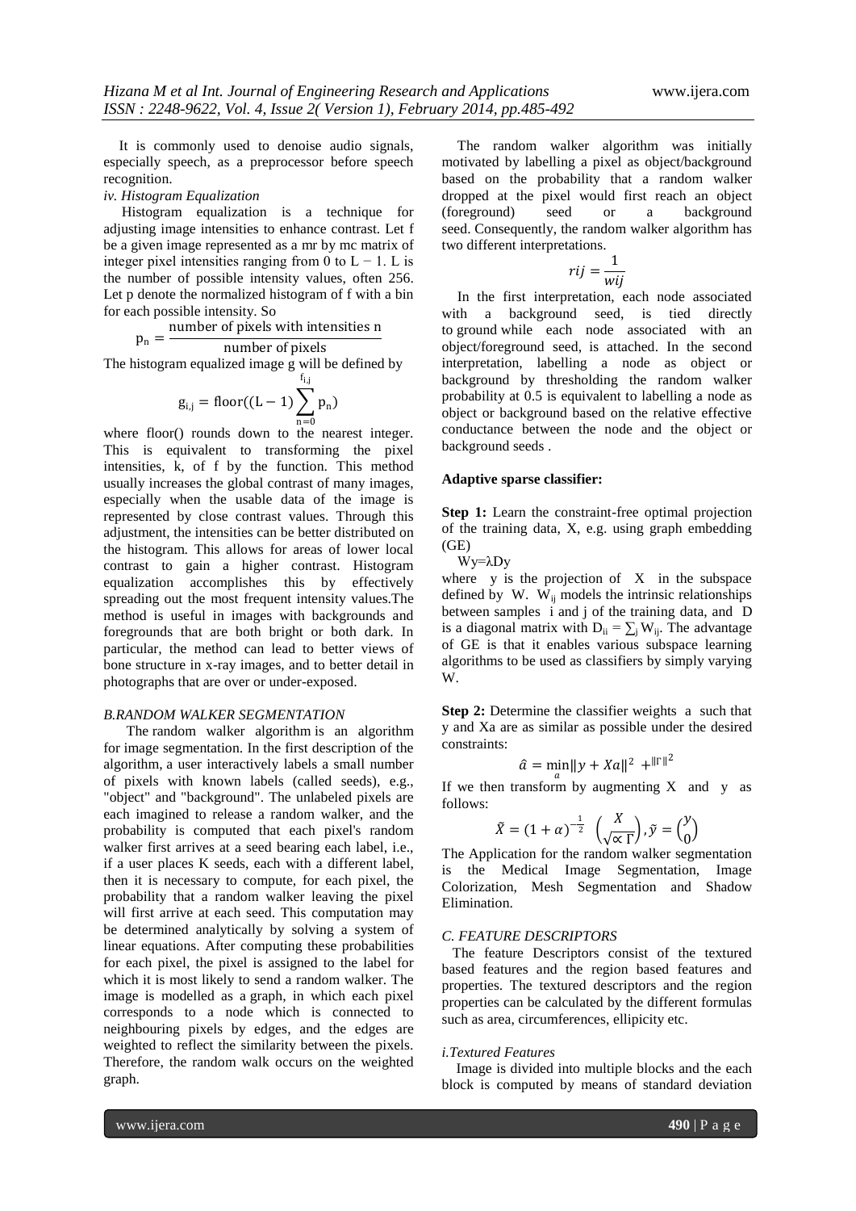It is commonly used to denoise audio signals, especially speech, as a preprocessor before speech recognition.

*iv. Histogram Equalization*

Histogram equalization is a technique for adjusting image intensities to enhance contrast. Let f be a given image represented as a mr by mc matrix of integer pixel intensities ranging from 0 to L − 1. L is the number of possible intensity values, often 256. Let p denote the normalized histogram of f with a bin for each possible intensity. So

$$p_n = \frac{\text{number of pixels with intensities n}}{\text{number of pixels}}$$

The histogram equalized image g will be defined by

$$g_{i,j} = \text{floor}((L-1)\sum_{n=0}^{f_{i,j}} p_n)$$

where floor() rounds down to the nearest integer. This is equivalent to transforming the pixel intensities, k, of f by the function. This method usually increases the global contrast of many images, especially when the usable data of the image is represented by close contrast values. Through this adjustment, the intensities can be better distributed on the histogram. This allows for areas of lower local contrast to gain a higher contrast. Histogram equalization accomplishes this by effectively spreading out the most frequent intensity values.The method is useful in images with backgrounds and foregrounds that are both bright or both dark. In particular, the method can lead to better views of bone structure in x-ray images, and to better detail in photographs that are over or under-exposed.

*B.RANDOM WALKER SEGMENTATION*

The random walker algorithm is an algorithm for image segmentation. In the first description of the algorithm, a user interactively labels a small number of pixels with known labels (called seeds), e.g., "object" and "background". The unlabeled pixels are each imagined to release a random walker, and the probability is computed that each pixel's random walker first arrives at a seed bearing each label, i.e., if a user places K seeds, each with a different label, then it is necessary to compute, for each pixel, the probability that a random walker leaving the pixel will first arrive at each seed. This computation may be determined analytically by solving a system of linear equations. After computing these probabilities for each pixel, the pixel is assigned to the label for which it is most likely to send a random walker. The image is modelled as a graph, in which each pixel corresponds to a node which is connected to neighbouring pixels by edges, and the edges are weighted to reflect the similarity between the pixels. Therefore, the random walk occurs on the weighted graph.

The random walker algorithm was initially motivated by labelling a pixel as object/background based on the probability that a random walker dropped at the pixel would first reach an object (foreground) seed or a background seed. Consequently, the random walker algorithm has two different interpretations.

$$rij = \frac{1}{wij}$$

In the first interpretation, each node associated with a background seed, is tied directly to ground while each node associated with an object/foreground seed, is attached. In the second interpretation, labelling a node as object or background by thresholding the random walker probability at 0.5 is equivalent to labelling a node as object or background based on the relative effective conductance between the node and the object or background seeds .

**Adaptive sparse classifier:**

**Step 1:** Learn the constraint-free optimal projection of the training data, X, e.g. using graph embedding (GE)

$Wy = \lambda Dy$

where y is the projection of X in the subspace defined by W. $W_{ij}$ models the intrinsic relationships between samples i and j of the training data, and D is a diagonal matrix with $D_{ii} = \sum_j W_{ij}$. The advantage of GE is that it enables various subspace learning algorithms to be used as classifiers by simply varying W.

**Step 2:** Determine the classifier weights a such that y and Xa are as similar as possible under the desired constraints:

$$\hat{a} = \min_a \|y + Xa\|^2 + ^{\|\Gamma\|^2}$$

If we then transform by augmenting X and y as follows:

$$\tilde{X} = (1+\alpha)^{-\frac{1}{2}} \begin{pmatrix} X \\ \sqrt{\propto \Gamma} \end{pmatrix}, \tilde{y} = \begin{pmatrix} y \\ 0 \end{pmatrix}$$

The Application for the random walker segmentation is the Medical Image Segmentation, Image Colorization, Mesh Segmentation and Shadow Elimination.

*C. FEATURE DESCRIPTORS*

The feature Descriptors consist of the textured based features and the region based features and properties. The textured descriptors and the region properties can be calculated by the different formulas such as area, circumferences, ellipicity etc.

*i.Textured Features*

Image is divided into multiple blocks and the each block is computed by means of standard deviation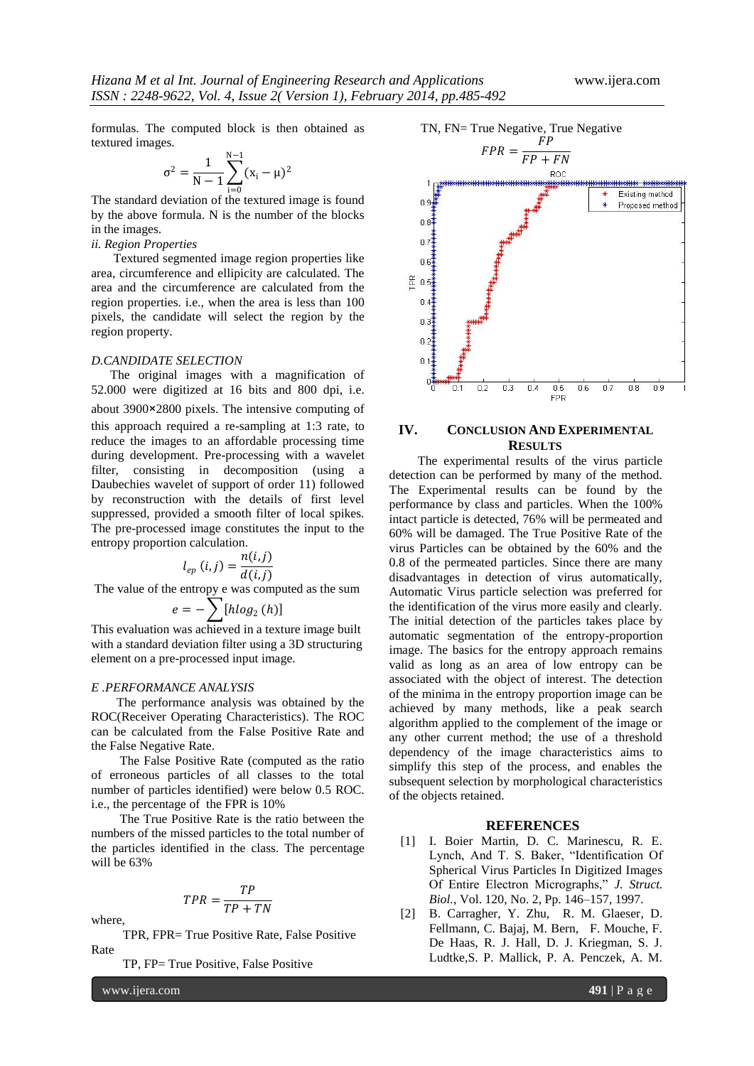formulas. The computed block is then obtained as textured images.

$$\sigma^2 = \frac{1}{N-1}\sum_{i=0}^{N-1}(x_i - \mu)^2$$

The standard deviation of the textured image is found by the above formula. N is the number of the blocks in the images.

*ii. Region Properties*

Textured segmented image region properties like area, circumference and ellipicity are calculated. The area and the circumference are calculated from the region properties. i.e., when the area is less than 100 pixels, the candidate will select the region by the region property.

*D.CANDIDATE SELECTION*

The original images with a magnification of 52.000 were digitized at 16 bits and 800 dpi, i.e. about 3900×2800 pixels. The intensive computing of this approach required a re-sampling at 1:3 rate, to reduce the images to an affordable processing time during development. Pre-processing with a wavelet filter, consisting in decomposition (using a Daubechies wavelet of support of order 11) followed by reconstruction with the details of first level suppressed, provided a smooth filter of local spikes. The pre-processed image constitutes the input to the entropy proportion calculation.

$$l_{ep}\,(i,j) = \frac{n(i,j)}{d(i,j)}$$

The value of the entropy e was computed as the sum

$$e = -\sum [h\log_2(h)]$$

This evaluation was achieved in a texture image built with a standard deviation filter using a 3D structuring element on a pre-processed input image.

*E .PERFORMANCE ANALYSIS*

The performance analysis was obtained by the ROC(Receiver Operating Characteristics). The ROC can be calculated from the False Positive Rate and the False Negative Rate.

The False Positive Rate (computed as the ratio of erroneous particles of all classes to the total number of particles identified) were below 0.5 ROC. i.e., the percentage of the FPR is 10%

The True Positive Rate is the ratio between the numbers of the missed particles to the total number of the particles identified in the class. The percentage will be 63%

$$TPR = \frac{TP}{TP + TN}$$

where,

TPR, FPR= True Positive Rate, False Positive Rate

TP, FP= True Positive, False Positive

TN, FN= True Negative, True Negative

$$FPR = \frac{FP}{FP + FN}$$

## IV. CONCLUSION AND EXPERIMENTAL RESULTS

The experimental results of the virus particle detection can be performed by many of the method. The Experimental results can be found by the performance by class and particles. When the 100% intact particle is detected, 76% will be permeated and 60% will be damaged. The True Positive Rate of the virus Particles can be obtained by the 60% and the 0.8 of the permeated particles. Since there are many disadvantages in detection of virus automatically, Automatic Virus particle selection was preferred for the identification of the virus more easily and clearly. The initial detection of the particles takes place by automatic segmentation of the entropy-proportion image. The basics for the entropy approach remains valid as long as an area of low entropy can be associated with the object of interest. The detection of the minima in the entropy proportion image can be achieved by many methods, like a peak search algorithm applied to the complement of the image or any other current method; the use of a threshold dependency of the image characteristics aims to simplify this step of the process, and enables the subsequent selection by morphological characteristics of the objects retained.

## REFERENCES

[1] I. Boier Martin, D. C. Marinescu, R. E. Lynch, And T. S. Baker, "Identification Of Spherical Virus Particles In Digitized Images Of Entire Electron Micrographs," *J. Struct. Biol.*, Vol. 120, No. 2, Pp. 146–157, 1997.

[2] B. Carragher, Y. Zhu, R. M. Glaeser, D. Fellmann, C. Bajaj, M. Bern, F. Mouche, F. De Haas, R. J. Hall, D. J. Kriegman, S. J. Ludtke,S. P. Mallick, P. A. Penczek, A. M.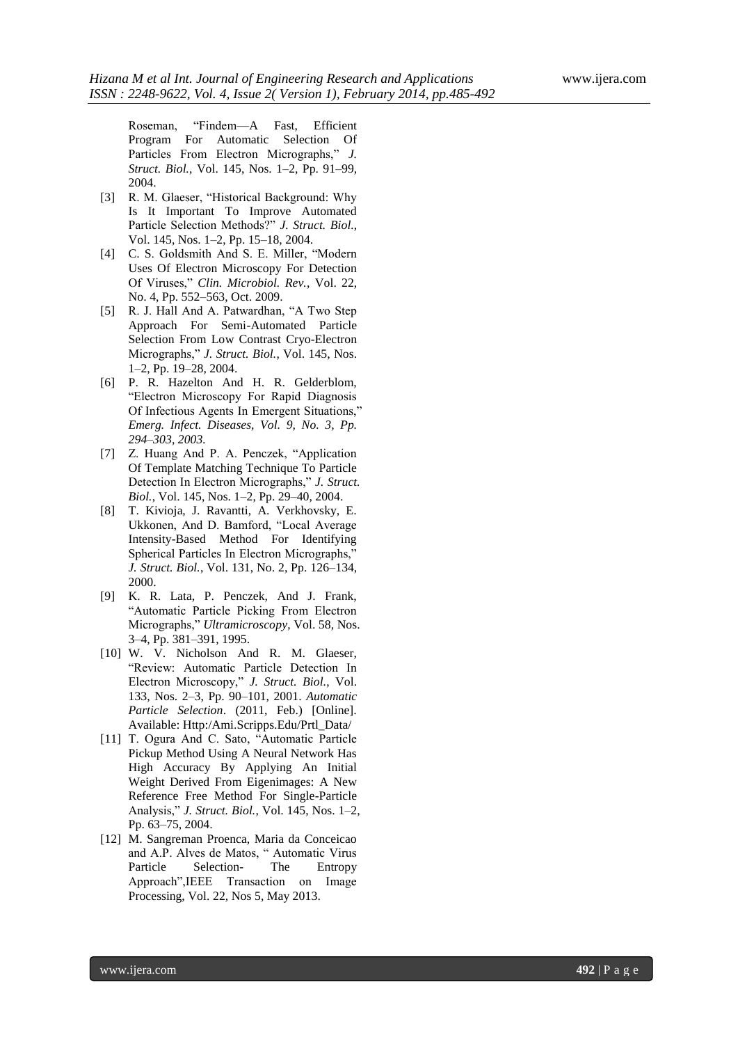Roseman, "Findem—A Fast, Efficient Program For Automatic Selection Of Particles From Electron Micrographs," *J. Struct. Biol.*, Vol. 145, Nos. 1–2, Pp. 91–99, 2004.

[3] R. M. Glaeser, "Historical Background: Why Is It Important To Improve Automated Particle Selection Methods?" *J. Struct. Biol.*, Vol. 145, Nos. 1–2, Pp. 15–18, 2004.

[4] C. S. Goldsmith And S. E. Miller, "Modern Uses Of Electron Microscopy For Detection Of Viruses," *Clin. Microbiol. Rev.*, Vol. 22, No. 4, Pp. 552–563, Oct. 2009.

[5] R. J. Hall And A. Patwardhan, "A Two Step Approach For Semi-Automated Particle Selection From Low Contrast Cryo-Electron Micrographs," *J. Struct. Biol.*, Vol. 145, Nos. 1–2, Pp. 19–28, 2004.

[6] P. R. Hazelton And H. R. Gelderblom, "Electron Microscopy For Rapid Diagnosis Of Infectious Agents In Emergent Situations," *Emerg. Infect. Diseases, Vol. 9, No. 3, Pp. 294–303, 2003.*

[7] Z. Huang And P. A. Penczek, "Application Of Template Matching Technique To Particle Detection In Electron Micrographs," *J. Struct. Biol.*, Vol. 145, Nos. 1–2, Pp. 29–40, 2004.

[8] T. Kivioja, J. Ravantti, A. Verkhovsky, E. Ukkonen, And D. Bamford, "Local Average Intensity-Based Method For Identifying Spherical Particles In Electron Micrographs," *J. Struct. Biol.*, Vol. 131, No. 2, Pp. 126–134, 2000.

[9] K. R. Lata, P. Penczek, And J. Frank, "Automatic Particle Picking From Electron Micrographs," *Ultramicroscopy*, Vol. 58, Nos. 3–4, Pp. 381–391, 1995.

[10] W. V. Nicholson And R. M. Glaeser, "Review: Automatic Particle Detection In Electron Microscopy," *J. Struct. Biol.*, Vol. 133, Nos. 2–3, Pp. 90–101, 2001. *Automatic Particle Selection*. (2011, Feb.) [Online]. Available: Http:/Ami.Scripps.Edu/Prtl_Data/

[11] T. Ogura And C. Sato, "Automatic Particle Pickup Method Using A Neural Network Has High Accuracy By Applying An Initial Weight Derived From Eigenimages: A New Reference Free Method For Single-Particle Analysis," *J. Struct. Biol.*, Vol. 145, Nos. 1–2, Pp. 63–75, 2004.

[12] M. Sangreman Proenca, Maria da Conceicao and A.P. Alves de Matos, " Automatic Virus Particle Selection- The Entropy Approach",IEEE Transaction on Image Processing, Vol. 22, Nos 5, May 2013.